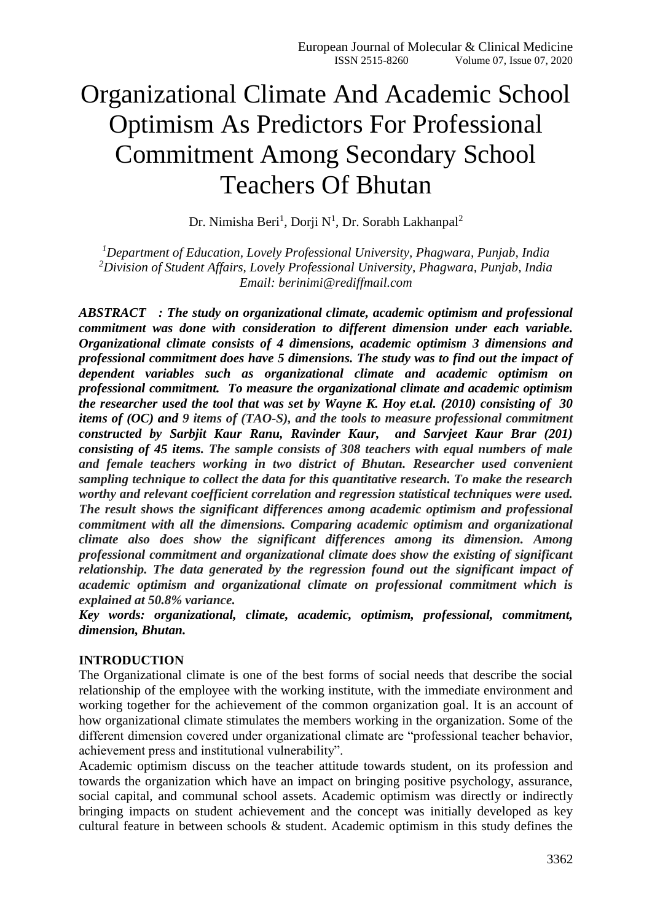# Organizational Climate And Academic School Optimism As Predictors For Professional Commitment Among Secondary School Teachers Of Bhutan

Dr. Nimisha Beri[1], Dorji N[1], Dr. Sorabh Lakhanpal[2]

[1]*Department of Education, Lovely Professional University, Phagwara, Punjab, India*
[2]*Division of Student Affairs, Lovely Professional University, Phagwara, Punjab, India*
*Email: berinimi@rediffmail.com*

***ABSTRACT : The study on organizational climate, academic optimism and professional commitment was done with consideration to different dimension under each variable. Organizational climate consists of 4 dimensions, academic optimism 3 dimensions and professional commitment does have 5 dimensions. The study was to find out the impact of dependent variables such as organizational climate and academic optimism on professional commitment. To measure the organizational climate and academic optimism the researcher used the tool that was set by Wayne K. Hoy et.al. (2010) consisting of 30 items of (OC) and 9 items of (TAO-S), and the tools to measure professional commitment constructed by Sarbjit Kaur Ranu, Ravinder Kaur, and Sarvjeet Kaur Brar (201) consisting of 45 items. The sample consists of 308 teachers with equal numbers of male and female teachers working in two district of Bhutan. Researcher used convenient sampling technique to collect the data for this quantitative research. To make the research worthy and relevant coefficient correlation and regression statistical techniques were used. The result shows the significant differences among academic optimism and professional commitment with all the dimensions. Comparing academic optimism and organizational climate also does show the significant differences among its dimension. Among professional commitment and organizational climate does show the existing of significant relationship. The data generated by the regression found out the significant impact of academic optimism and organizational climate on professional commitment which is explained at 50.8% variance.***

***Key words: organizational, climate, academic, optimism, professional, commitment, dimension, Bhutan.***

## INTRODUCTION

The Organizational climate is one of the best forms of social needs that describe the social relationship of the employee with the working institute, with the immediate environment and working together for the achievement of the common organization goal. It is an account of how organizational climate stimulates the members working in the organization. Some of the different dimension covered under organizational climate are "professional teacher behavior, achievement press and institutional vulnerability".

Academic optimism discuss on the teacher attitude towards student, on its profession and towards the organization which have an impact on bringing positive psychology, assurance, social capital, and communal school assets. Academic optimism was directly or indirectly bringing impacts on student achievement and the concept was initially developed as key cultural feature in between schools & student. Academic optimism in this study defines the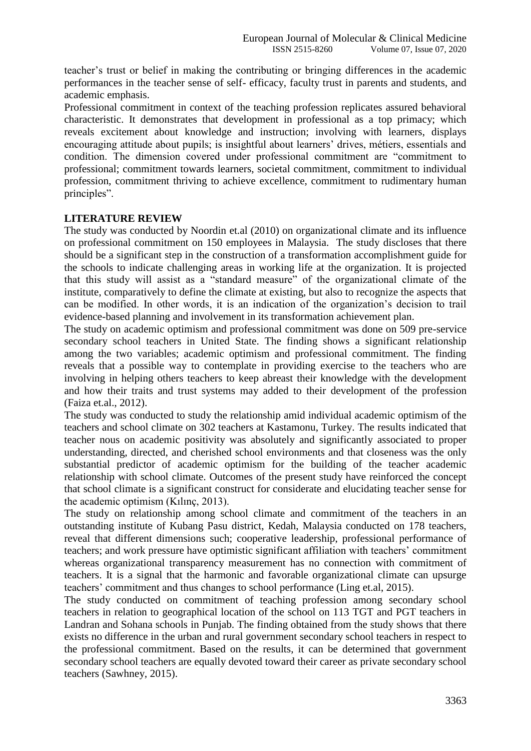teacher's trust or belief in making the contributing or bringing differences in the academic performances in the teacher sense of self- efficacy, faculty trust in parents and students, and academic emphasis.

Professional commitment in context of the teaching profession replicates assured behavioral characteristic. It demonstrates that development in professional as a top primacy; which reveals excitement about knowledge and instruction; involving with learners, displays encouraging attitude about pupils; is insightful about learners' drives, métiers, essentials and condition. The dimension covered under professional commitment are "commitment to professional; commitment towards learners, societal commitment, commitment to individual profession, commitment thriving to achieve excellence, commitment to rudimentary human principles".

## LITERATURE REVIEW

The study was conducted by Noordin et.al (2010) on organizational climate and its influence on professional commitment on 150 employees in Malaysia. The study discloses that there should be a significant step in the construction of a transformation accomplishment guide for the schools to indicate challenging areas in working life at the organization. It is projected that this study will assist as a "standard measure" of the organizational climate of the institute, comparatively to define the climate at existing, but also to recognize the aspects that can be modified. In other words, it is an indication of the organization's decision to trail evidence-based planning and involvement in its transformation achievement plan.

The study on academic optimism and professional commitment was done on 509 pre-service secondary school teachers in United State. The finding shows a significant relationship among the two variables; academic optimism and professional commitment. The finding reveals that a possible way to contemplate in providing exercise to the teachers who are involving in helping others teachers to keep abreast their knowledge with the development and how their traits and trust systems may added to their development of the profession (Faiza et.al., 2012).

The study was conducted to study the relationship amid individual academic optimism of the teachers and school climate on 302 teachers at Kastamonu, Turkey. The results indicated that teacher nous on academic positivity was absolutely and significantly associated to proper understanding, directed, and cherished school environments and that closeness was the only substantial predictor of academic optimism for the building of the teacher academic relationship with school climate. Outcomes of the present study have reinforced the concept that school climate is a significant construct for considerate and elucidating teacher sense for the academic optimism (Kılınç, 2013).

The study on relationship among school climate and commitment of the teachers in an outstanding institute of Kubang Pasu district, Kedah, Malaysia conducted on 178 teachers, reveal that different dimensions such; cooperative leadership, professional performance of teachers; and work pressure have optimistic significant affiliation with teachers' commitment whereas organizational transparency measurement has no connection with commitment of teachers. It is a signal that the harmonic and favorable organizational climate can upsurge teachers' commitment and thus changes to school performance (Ling et.al, 2015).

The study conducted on commitment of teaching profession among secondary school teachers in relation to geographical location of the school on 113 TGT and PGT teachers in Landran and Sohana schools in Punjab. The finding obtained from the study shows that there exists no difference in the urban and rural government secondary school teachers in respect to the professional commitment. Based on the results, it can be determined that government secondary school teachers are equally devoted toward their career as private secondary school teachers (Sawhney, 2015).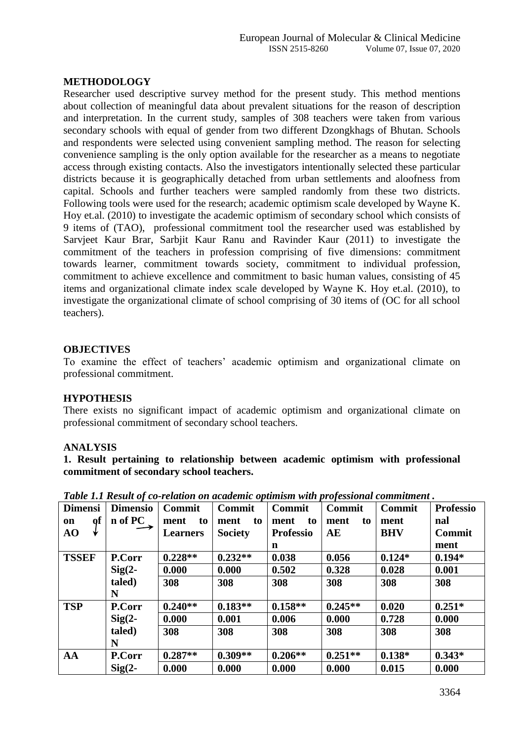## METHODOLOGY

Researcher used descriptive survey method for the present study. This method mentions about collection of meaningful data about prevalent situations for the reason of description and interpretation. In the current study, samples of 308 teachers were taken from various secondary schools with equal of gender from two different Dzongkhags of Bhutan. Schools and respondents were selected using convenient sampling method. The reason for selecting convenience sampling is the only option available for the researcher as a means to negotiate access through existing contacts. Also the investigators intentionally selected these particular districts because it is geographically detached from urban settlements and aloofness from capital. Schools and further teachers were sampled randomly from these two districts. Following tools were used for the research; academic optimism scale developed by Wayne K. Hoy et.al. (2010) to investigate the academic optimism of secondary school which consists of 9 items of (TAO), professional commitment tool the researcher used was established by Sarvjeet Kaur Brar, Sarbjit Kaur Ranu and Ravinder Kaur (2011) to investigate the commitment of the teachers in profession comprising of five dimensions: commitment towards learner, commitment towards society, commitment to individual profession, commitment to achieve excellence and commitment to basic human values, consisting of 45 items and organizational climate index scale developed by Wayne K. Hoy et.al. (2010), to investigate the organizational climate of school comprising of 30 items of (OC for all school teachers).

## OBJECTIVES

To examine the effect of teachers' academic optimism and organizational climate on professional commitment.

## HYPOTHESIS

There exists no significant impact of academic optimism and organizational climate on professional commitment of secondary school teachers.

## ANALYSIS

**1. Result pertaining to relationship between academic optimism with professional commitment of secondary school teachers.**

*Table 1.1 Result of co-relation on academic optimism with professional commitment .*

| Dimension of AO ↓ | Dimension of PC → | Commitment to Learners | Commitment to Society | Commitment to Profession | Commitment to AE | Commitment BHV | Professional Commitment |
|---|---|---|---|---|---|---|---|
| TSSEF | P.Corr | 0.228** | 0.232** | 0.038 | 0.056 | 0.124* | 0.194* |
| | Sig(2-tailed) | 0.000 | 0.000 | 0.502 | 0.328 | 0.028 | 0.001 |
| | N | 308 | 308 | 308 | 308 | 308 | 308 |
| TSP | P.Corr | 0.240** | 0.183** | 0.158** | 0.245** | 0.020 | 0.251* |
| | Sig(2-tailed) | 0.000 | 0.001 | 0.006 | 0.000 | 0.728 | 0.000 |
| | N | 308 | 308 | 308 | 308 | 308 | 308 |
| AA | P.Corr | 0.287** | 0.309** | 0.206** | 0.251** | 0.138* | 0.343* |
| | Sig(2- | 0.000 | 0.000 | 0.000 | 0.000 | 0.015 | 0.000 |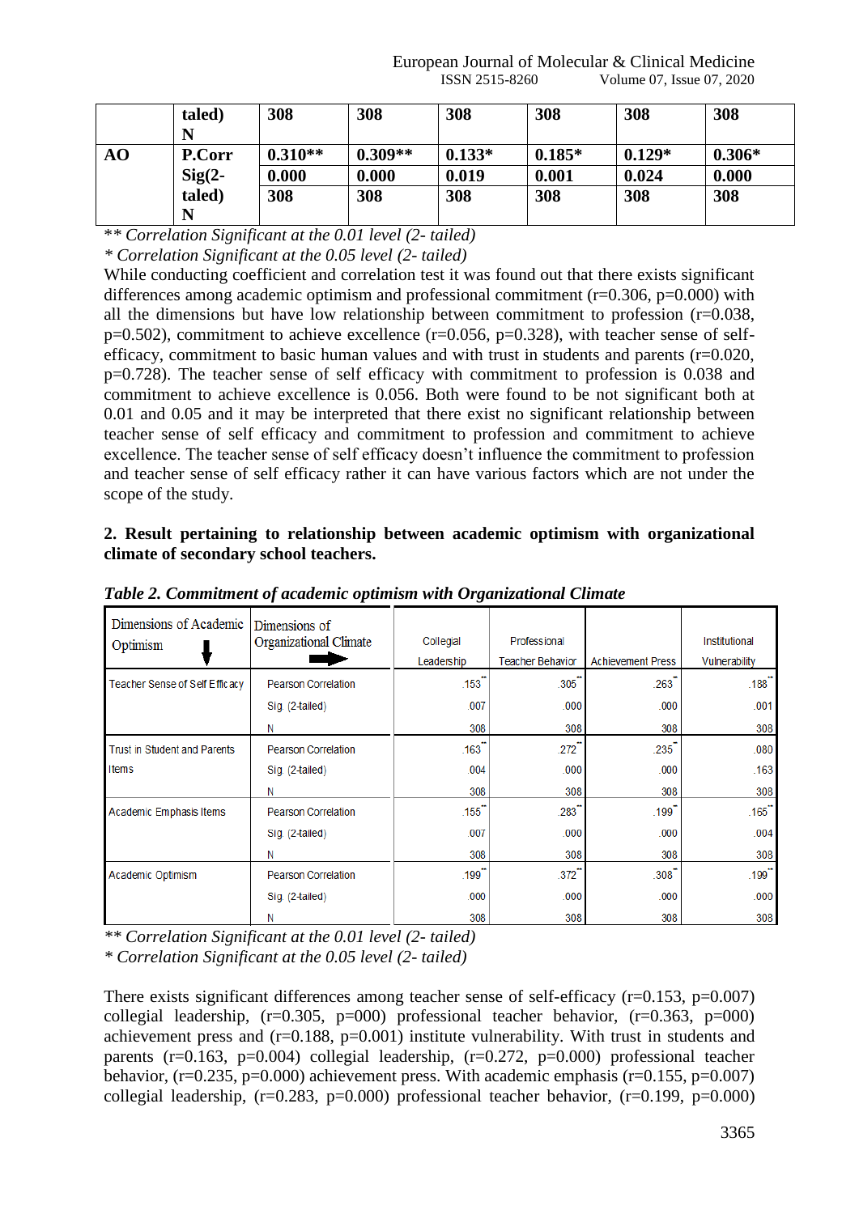|  | taled) N | 308 | 308 | 308 | 308 | 308 | 308 |
|---|---|---|---|---|---|---|---|
| **AO** | **P.Corr** | **0.310**** | **0.309**** | **0.133*** | **0.185*** | **0.129*** | **0.306*** |
|  | **Sig(2-** | **0.000** | **0.000** | **0.019** | **0.001** | **0.024** | **0.000** |
|  | **taled) N** | **308** | **308** | **308** | **308** | **308** | **308** |

*** Correlation Significant at the 0.01 level (2- tailed)*

** Correlation Significant at the 0.05 level (2- tailed)*

While conducting coefficient and correlation test it was found out that there exists significant differences among academic optimism and professional commitment (r=0.306, p=0.000) with all the dimensions but have low relationship between commitment to profession (r=0.038, p=0.502), commitment to achieve excellence (r=0.056, p=0.328), with teacher sense of self-efficacy, commitment to basic human values and with trust in students and parents (r=0.020, p=0.728). The teacher sense of self efficacy with commitment to profession is 0.038 and commitment to achieve excellence is 0.056. Both were found to be not significant both at 0.01 and 0.05 and it may be interpreted that there exist no significant relationship between teacher sense of self efficacy and commitment to profession and commitment to achieve excellence. The teacher sense of self efficacy doesn't influence the commitment to profession and teacher sense of self efficacy rather it can have various factors which are not under the scope of the study.

**2. Result pertaining to relationship between academic optimism with organizational climate of secondary school teachers.**

***Table 2. Commitment of academic optimism with Organizational Climate***

| Dimensions of Academic Optimism ↓ | Dimensions of Organizational Climate → | Collegial Leadership | Professional Teacher Behavior | Achievement Press | Institutional Vulnerability |
|---|---|---|---|---|---|
| Teacher Sense of Self Efficacy | Pearson Correlation | .153** | .305** | .263** | .188** |
|  | Sig. (2-tailed) | .007 | .000 | .000 | .001 |
|  | N | 308 | 308 | 308 | 308 |
| Trust in Student and Parents Items | Pearson Correlation | .163** | .272** | .235** | .080 |
|  | Sig. (2-tailed) | .004 | .000 | .000 | .163 |
|  | N | 308 | 308 | 308 | 308 |
| Academic Emphasis Items | Pearson Correlation | .155** | .283** | .199** | .165** |
|  | Sig. (2-tailed) | .007 | .000 | .000 | .004 |
|  | N | 308 | 308 | 308 | 308 |
| Academic Optimism | Pearson Correlation | .199** | .372** | .308** | .199** |
|  | Sig. (2-tailed) | .000 | .000 | .000 | .000 |
|  | N | 308 | 308 | 308 | 308 |

*** Correlation Significant at the 0.01 level (2- tailed)*

** Correlation Significant at the 0.05 level (2- tailed)*

There exists significant differences among teacher sense of self-efficacy (r=0.153, p=0.007) collegial leadership, (r=0.305, p=000) professional teacher behavior, (r=0.363, p=000) achievement press and (r=0.188, p=0.001) institute vulnerability. With trust in students and parents (r=0.163, p=0.004) collegial leadership, (r=0.272, p=0.000) professional teacher behavior, (r=0.235, p=0.000) achievement press. With academic emphasis (r=0.155, p=0.007) collegial leadership, (r=0.283, p=0.000) professional teacher behavior, (r=0.199, p=0.000)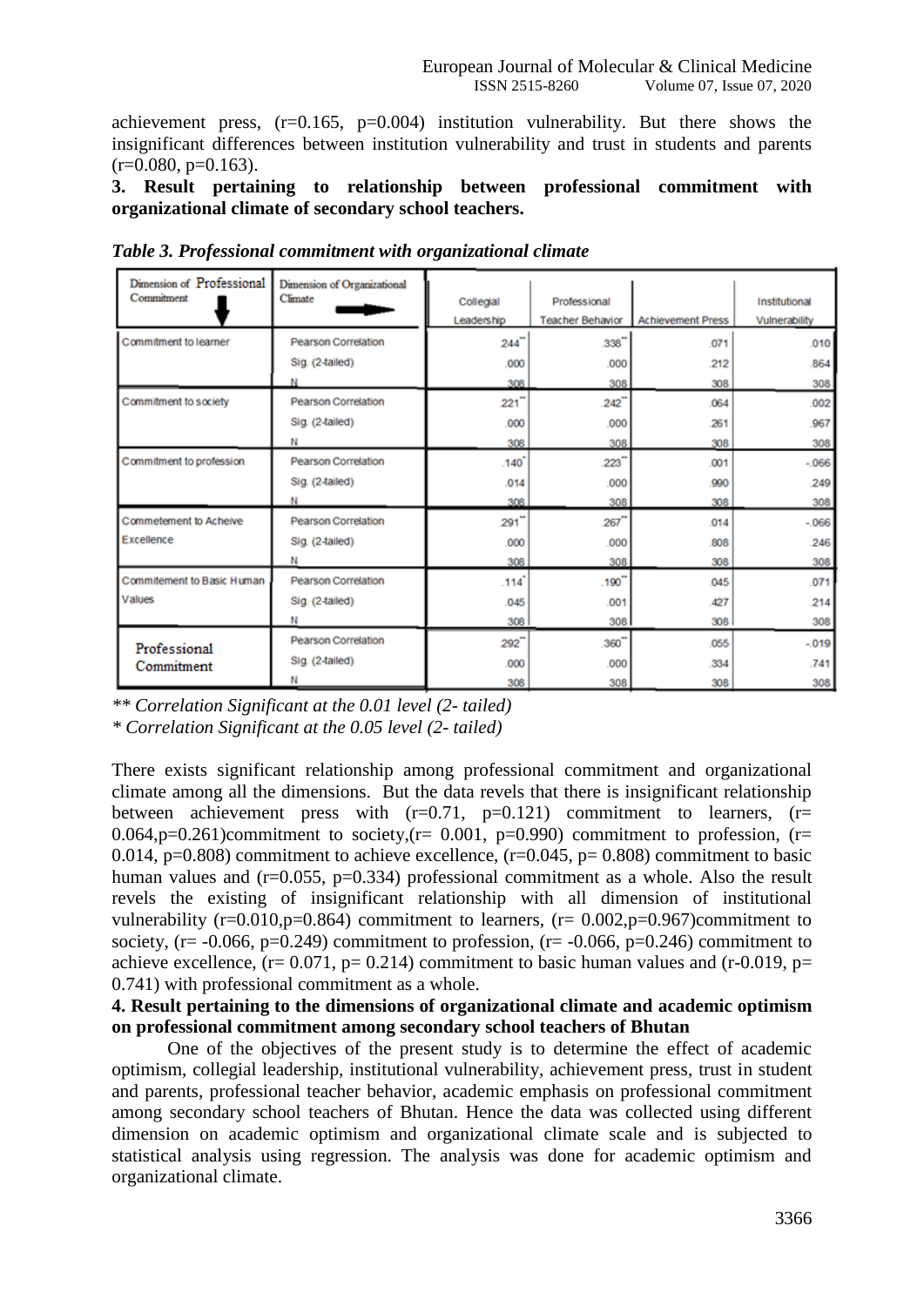achievement press, (r=0.165, p=0.004) institution vulnerability. But there shows the insignificant differences between institution vulnerability and trust in students and parents (r=0.080, p=0.163).

**3. Result pertaining to relationship between professional commitment with organizational climate of secondary school teachers.**

*Table 3. Professional commitment with organizational climate*

| Dimension of Professional Commitment ↓ | Dimension of Organizational Climate → | Collegial Leadership | Professional Teacher Behavior | Achievement Press | Institutional Vulnerability |
|---|---|---|---|---|---|
| Commitment to learner | Pearson Correlation | .244** | .338** | .071 | .010 |
| | Sig. (2-tailed) | .000 | .000 | .212 | .864 |
| | N | 308 | 308 | 308 | 308 |
| Commitment to society | Pearson Correlation | .221** | .242** | .064 | .002 |
| | Sig. (2-tailed) | .000 | .000 | .261 | .967 |
| | N | 308 | 308 | 308 | 308 |
| Commitment to profession | Pearson Correlation | .140* | .223** | .001 | -.066 |
| | Sig. (2-tailed) | .014 | .000 | .990 | .249 |
| | N | 308 | 308 | 308 | 308 |
| Commetement to Acheive Excellence | Pearson Correlation | .291** | .267** | .014 | -.066 |
| | Sig. (2-tailed) | .000 | .000 | .808 | .246 |
| | N | 308 | 308 | 308 | 308 |
| Commitement to Basic Human Values | Pearson Correlation | .114* | .190** | .045 | .071 |
| | Sig. (2-tailed) | .045 | .001 | .427 | .214 |
| | N | 308 | 308 | 308 | 308 |
| Professional Commitment | Pearson Correlation | .292** | .360** | .055 | -.019 |
| | Sig. (2-tailed) | .000 | .000 | .334 | .741 |
| | N | 308 | 308 | 308 | 308 |

*\*\* Correlation Significant at the 0.01 level (2- tailed)*
*\* Correlation Significant at the 0.05 level (2- tailed)*

There exists significant relationship among professional commitment and organizational climate among all the dimensions. But the data revels that there is insignificant relationship between achievement press with (r=0.71, p=0.121) commitment to learners, (r= 0.064,p=0.261)commitment to society,(r= 0.001, p=0.990) commitment to profession, (r= 0.014, p=0.808) commitment to achieve excellence, (r=0.045, p= 0.808) commitment to basic human values and (r=0.055, p=0.334) professional commitment as a whole. Also the result revels the existing of insignificant relationship with all dimension of institutional vulnerability (r=0.010,p=0.864) commitment to learners, (r= 0.002,p=0.967)commitment to society, (r= -0.066, p=0.249) commitment to profession, (r= -0.066, p=0.246) commitment to achieve excellence, (r= 0.071, p= 0.214) commitment to basic human values and (r-0.019, p= 0.741) with professional commitment as a whole.

**4. Result pertaining to the dimensions of organizational climate and academic optimism on professional commitment among secondary school teachers of Bhutan**

One of the objectives of the present study is to determine the effect of academic optimism, collegial leadership, institutional vulnerability, achievement press, trust in student and parents, professional teacher behavior, academic emphasis on professional commitment among secondary school teachers of Bhutan. Hence the data was collected using different dimension on academic optimism and organizational climate scale and is subjected to statistical analysis using regression. The analysis was done for academic optimism and organizational climate.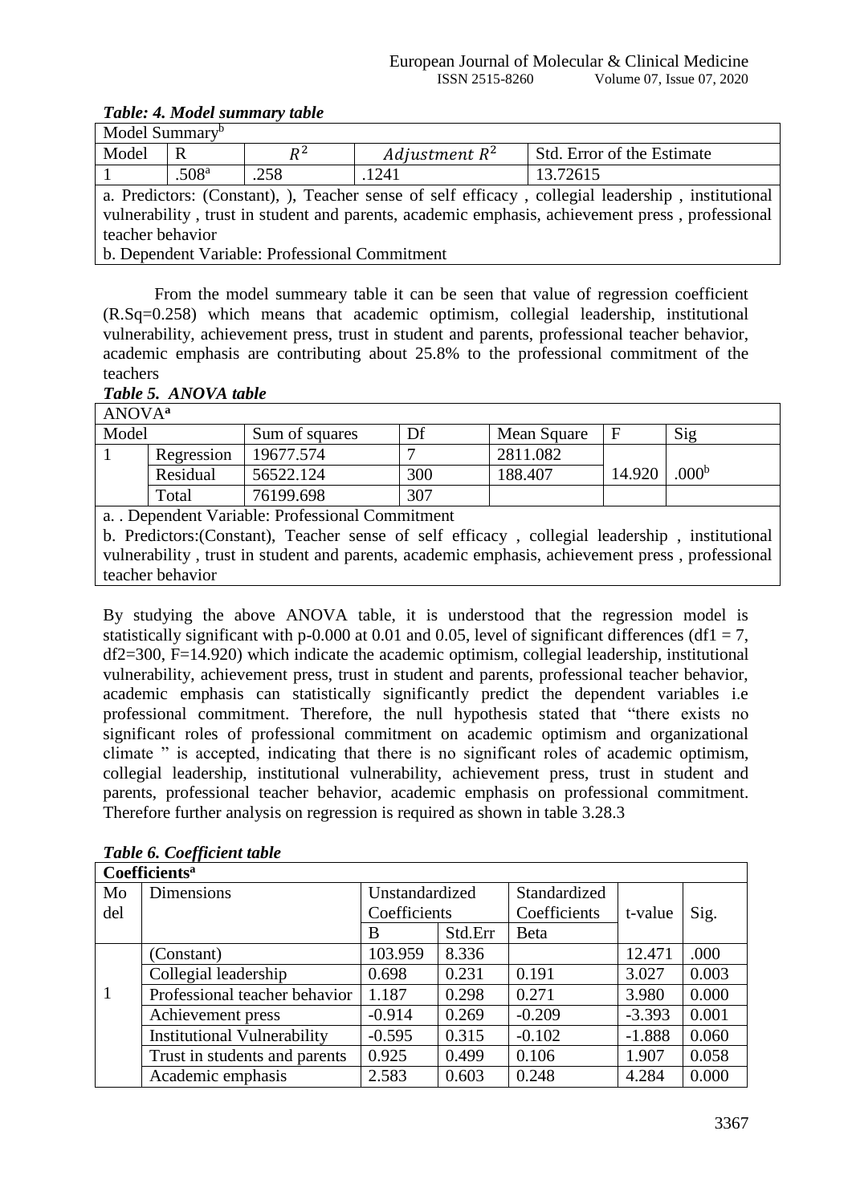***Table: 4. Model summary table***

| Model Summary[b] | | | | |
|---|---|---|---|---|
| Model | R | $R^2$ | $Adjustment\ R^2$ | Std. Error of the Estimate |
| 1 | .508[a] | .258 | .1241 | 13.72615 |
| a. Predictors: (Constant), ), Teacher sense of self efficacy , collegial leadership , institutional vulnerability , trust in student and parents, academic emphasis, achievement press , professional teacher behavior | | | | |
| b. Dependent Variable: Professional Commitment | | | | |

From the model summeary table it can be seen that value of regression coefficient (R.Sq=0.258) which means that academic optimism, collegial leadership, institutional vulnerability, achievement press, trust in student and parents, professional teacher behavior, academic emphasis are contributing about 25.8% to the professional commitment of the teachers

***Table 5. ANOVA table***

| ANOVA[a] | | | | | | |
|---|---|---|---|---|---|---|
| Model | | Sum of squares | Df | Mean Square | F | Sig |
| 1 | Regression | 19677.574 | 7 | 2811.082 | 14.920 | .000[b] |
| | Residual | 56522.124 | 300 | 188.407 | | |
| | Total | 76199.698 | 307 | | | |
| a. . Dependent Variable: Professional Commitment | | | | | | |
| b. Predictors:(Constant), Teacher sense of self efficacy , collegial leadership , institutional vulnerability , trust in student and parents, academic emphasis, achievement press , professional teacher behavior | | | | | | |

By studying the above ANOVA table, it is understood that the regression model is statistically significant with p-0.000 at 0.01 and 0.05, level of significant differences (df1 = 7, df2=300, F=14.920) which indicate the academic optimism, collegial leadership, institutional vulnerability, achievement press, trust in student and parents, professional teacher behavior, academic emphasis can statistically significantly predict the dependent variables i.e professional commitment. Therefore, the null hypothesis stated that "there exists no significant roles of professional commitment on academic optimism and organizational climate " is accepted, indicating that there is no significant roles of academic optimism, collegial leadership, institutional vulnerability, achievement press, trust in student and parents, professional teacher behavior, academic emphasis on professional commitment. Therefore further analysis on regression is required as shown in table 3.28.3

***Table 6. Coefficient table***

| **Coefficients[a]** | | | | | | |
|---|---|---|---|---|---|---|
| Model | Dimensions | Unstandardized Coefficients | | Standardized Coefficients | t-value | Sig. |
| | | B | Std.Err | Beta | | |
| 1 | (Constant) | 103.959 | 8.336 | | 12.471 | .000 |
| | Collegial leadership | 0.698 | 0.231 | 0.191 | 3.027 | 0.003 |
| | Professional teacher behavior | 1.187 | 0.298 | 0.271 | 3.980 | 0.000 |
| | Achievement press | -0.914 | 0.269 | -0.209 | -3.393 | 0.001 |
| | Institutional Vulnerability | -0.595 | 0.315 | -0.102 | -1.888 | 0.060 |
| | Trust in students and parents | 0.925 | 0.499 | 0.106 | 1.907 | 0.058 |
| | Academic emphasis | 2.583 | 0.603 | 0.248 | 4.284 | 0.000 |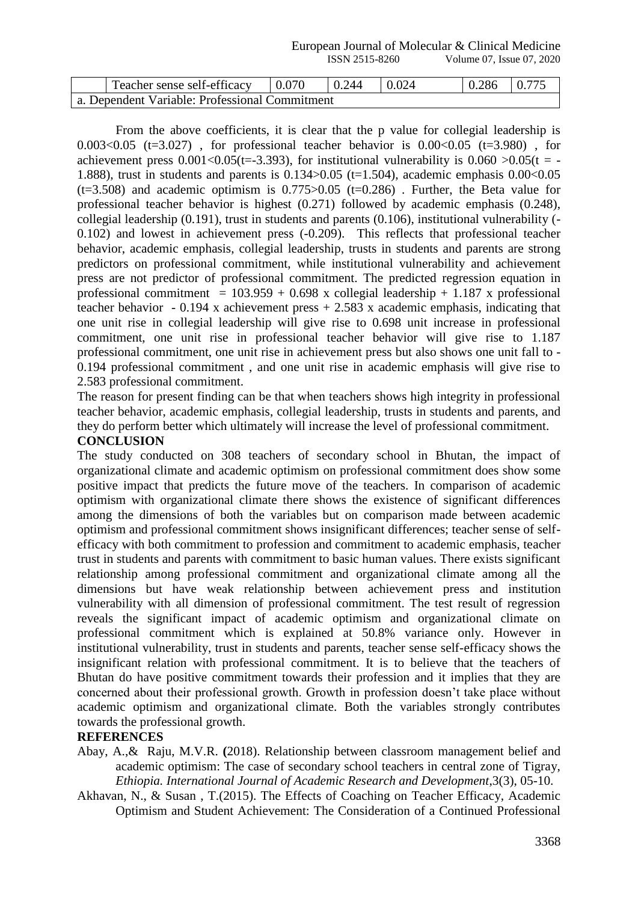| | Teacher sense self-efficacy | 0.070 | 0.244 | 0.024 | 0.286 | 0.775 |
|---|---|---|---|---|---|---|
| a. Dependent Variable: Professional Commitment | | | | | | |

From the above coefficients, it is clear that the p value for collegial leadership is 0.003<0.05 (t=3.027) , for professional teacher behavior is 0.00<0.05 (t=3.980) , for achievement press 0.001<0.05(t=-3.393), for institutional vulnerability is 0.060 >0.05(t = -1.888), trust in students and parents is 0.134>0.05 (t=1.504), academic emphasis 0.00<0.05 (t=3.508) and academic optimism is 0.775>0.05 (t=0.286) . Further, the Beta value for professional teacher behavior is highest (0.271) followed by academic emphasis (0.248), collegial leadership (0.191), trust in students and parents (0.106), institutional vulnerability (-0.102) and lowest in achievement press (-0.209). This reflects that professional teacher behavior, academic emphasis, collegial leadership, trusts in students and parents are strong predictors on professional commitment, while institutional vulnerability and achievement press are not predictor of professional commitment. The predicted regression equation in professional commitment = 103.959 + 0.698 x collegial leadership + 1.187 x professional teacher behavior - 0.194 x achievement press + 2.583 x academic emphasis, indicating that one unit rise in collegial leadership will give rise to 0.698 unit increase in professional commitment, one unit rise in professional teacher behavior will give rise to 1.187 professional commitment, one unit rise in achievement press but also shows one unit fall to -0.194 professional commitment , and one unit rise in academic emphasis will give rise to 2.583 professional commitment.

The reason for present finding can be that when teachers shows high integrity in professional teacher behavior, academic emphasis, collegial leadership, trusts in students and parents, and they do perform better which ultimately will increase the level of professional commitment.

## CONCLUSION

The study conducted on 308 teachers of secondary school in Bhutan, the impact of organizational climate and academic optimism on professional commitment does show some positive impact that predicts the future move of the teachers. In comparison of academic optimism with organizational climate there shows the existence of significant differences among the dimensions of both the variables but on comparison made between academic optimism and professional commitment shows insignificant differences; teacher sense of self-efficacy with both commitment to profession and commitment to academic emphasis, teacher trust in students and parents with commitment to basic human values. There exists significant relationship among professional commitment and organizational climate among all the dimensions but have weak relationship between achievement press and institution vulnerability with all dimension of professional commitment. The test result of regression reveals the significant impact of academic optimism and organizational climate on professional commitment which is explained at 50.8% variance only. However in institutional vulnerability, trust in students and parents, teacher sense self-efficacy shows the insignificant relation with professional commitment. It is to believe that the teachers of Bhutan do have positive commitment towards their profession and it implies that they are concerned about their professional growth. Growth in profession doesn't take place without academic optimism and organizational climate. Both the variables strongly contributes towards the professional growth.

## REFERENCES

Abay, A.,& Raju, M.V.R. **(**2018). Relationship between classroom management belief and academic optimism: The case of secondary school teachers in central zone of Tigray, *Ethiopia. International Journal of Academic Research and Development*,3(3), 05-10.

Akhavan, N., & Susan , T.(2015). The Effects of Coaching on Teacher Efficacy, Academic Optimism and Student Achievement: The Consideration of a Continued Professional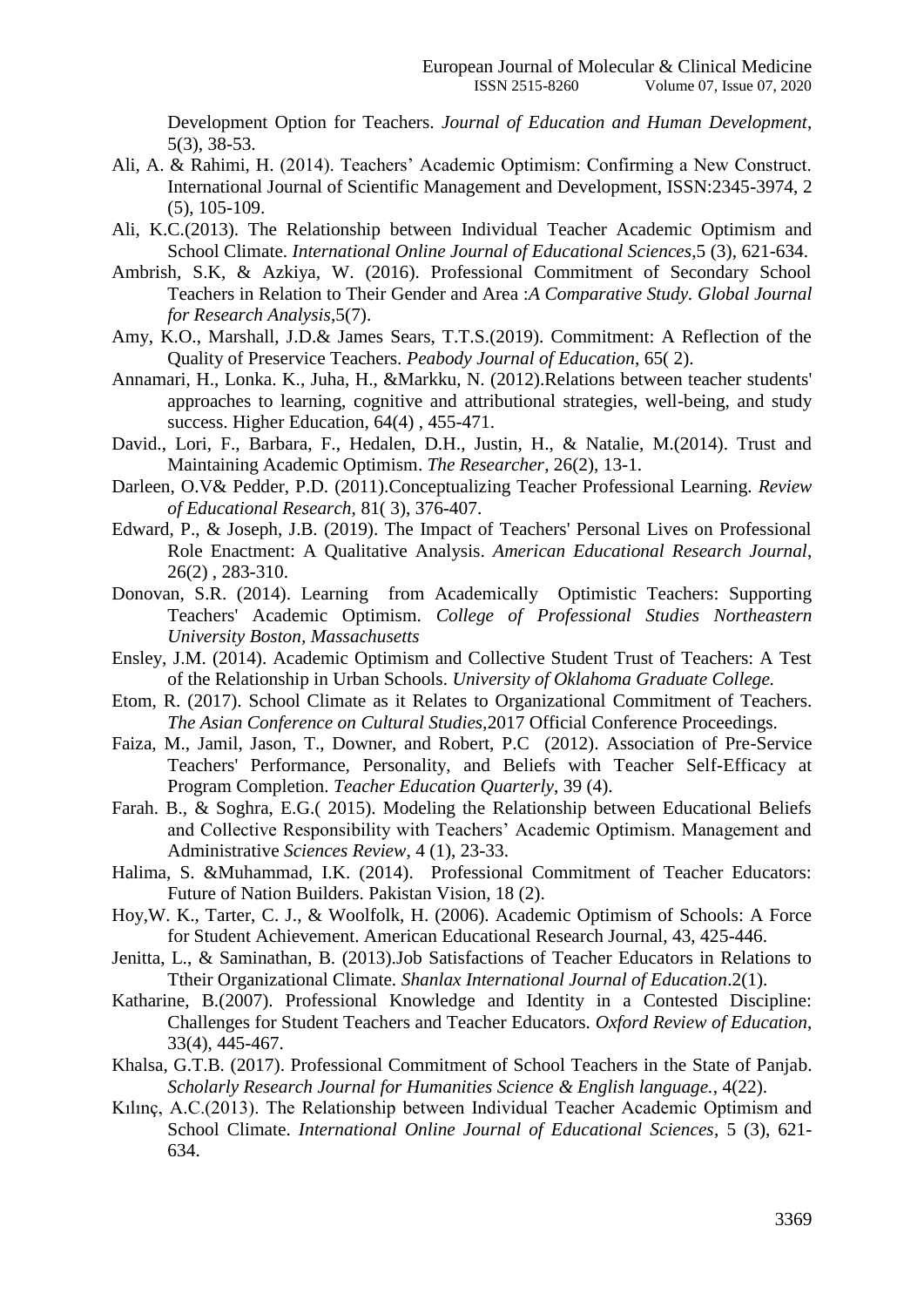Development Option for Teachers. *Journal of Education and Human Development*, 5(3), 38-53.

Ali, A. & Rahimi, H. (2014). Teachers' Academic Optimism: Confirming a New Construct. International Journal of Scientific Management and Development, ISSN:2345-3974, 2 (5), 105-109.

Ali, K.C.(2013). The Relationship between Individual Teacher Academic Optimism and School Climate. *International Online Journal of Educational Sciences*,5 (3), 621-634.

Ambrish, S.K, & Azkiya, W. (2016). Professional Commitment of Secondary School Teachers in Relation to Their Gender and Area :*A Comparative Study. Global Journal for Research Analysis*,5(7).

Amy, K.O., Marshall, J.D.& James Sears, T.T.S.(2019). Commitment: A Reflection of the Quality of Preservice Teachers. *Peabody Journal of Education*, 65( 2).

Annamari, H., Lonka. K., Juha, H., &Markku, N. (2012).Relations between teacher students' approaches to learning, cognitive and attributional strategies, well-being, and study success. Higher Education, 64(4) , 455-471.

David., Lori, F., Barbara, F., Hedalen, D.H., Justin, H., & Natalie, M.(2014). Trust and Maintaining Academic Optimism. *The Researcher*, 26(2), 13-1.

Darleen, O.V& Pedder, P.D. (2011).Conceptualizing Teacher Professional Learning. *Review of Educational Research*, 81( 3), 376-407.

Edward, P., & Joseph, J.B. (2019). The Impact of Teachers' Personal Lives on Professional Role Enactment: A Qualitative Analysis. *American Educational Research Journal*, 26(2) , 283-310.

Donovan, S.R. (2014). Learning from Academically Optimistic Teachers: Supporting Teachers' Academic Optimism. *College of Professional Studies Northeastern University Boston, Massachusetts*

Ensley, J.M. (2014). Academic Optimism and Collective Student Trust of Teachers: A Test of the Relationship in Urban Schools. *University of Oklahoma Graduate College.*

Etom, R. (2017). School Climate as it Relates to Organizational Commitment of Teachers. *The Asian Conference on Cultural Studies*,2017 Official Conference Proceedings.

Faiza, M., Jamil, Jason, T., Downer, and Robert, P.C (2012). Association of Pre-Service Teachers' Performance, Personality, and Beliefs with Teacher Self-Efficacy at Program Completion. *Teacher Education Quarterly*, 39 (4).

Farah. B., & Soghra, E.G.( 2015). Modeling the Relationship between Educational Beliefs and Collective Responsibility with Teachers' Academic Optimism. Management and Administrative *Sciences Review*, 4 (1), 23-33.

Halima, S. &Muhammad, I.K. (2014). Professional Commitment of Teacher Educators: Future of Nation Builders. Pakistan Vision, 18 (2).

Hoy,W. K., Tarter, C. J., & Woolfolk, H. (2006). Academic Optimism of Schools: A Force for Student Achievement. American Educational Research Journal, 43, 425-446.

Jenitta, L., & Saminathan, B. (2013).Job Satisfactions of Teacher Educators in Relations to Ttheir Organizational Climate. *Shanlax International Journal of Education*.2(1).

Katharine, B.(2007). Professional Knowledge and Identity in a Contested Discipline: Challenges for Student Teachers and Teacher Educators. *Oxford Review of Education*, 33(4), 445-467.

Khalsa, G.T.B. (2017). Professional Commitment of School Teachers in the State of Panjab. *Scholarly Research Journal for Humanities Science & English language.*, 4(22).

Kılınç, A.C.(2013). The Relationship between Individual Teacher Academic Optimism and School Climate. *International Online Journal of Educational Sciences*, 5 (3), 621-634.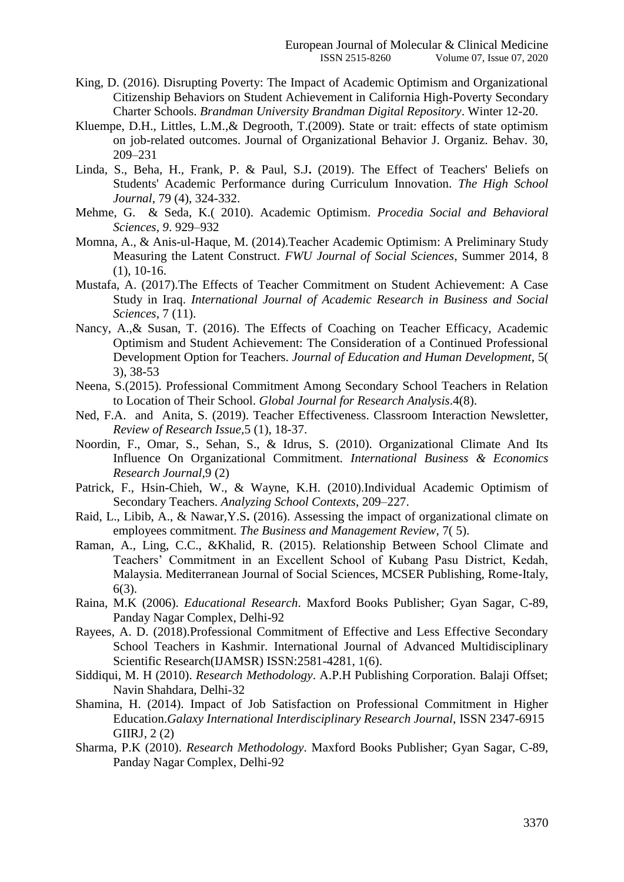King, D. (2016). Disrupting Poverty: The Impact of Academic Optimism and Organizational Citizenship Behaviors on Student Achievement in California High-Poverty Secondary Charter Schools. *Brandman University Brandman Digital Repository*. Winter 12-20.

Kluempe, D.H., Littles, L.M.,& Degrooth, T.(2009). State or trait: effects of state optimism on job-related outcomes. Journal of Organizational Behavior J. Organiz. Behav. 30, 209–231

Linda, S., Beha, H., Frank, P. & Paul, S.J**.** (2019). The Effect of Teachers' Beliefs on Students' Academic Performance during Curriculum Innovation. *The High School Journal*, 79 (4), 324-332.

Mehme, G. & Seda, K.( 2010). Academic Optimism. *Procedia Social and Behavioral Sciences, 9*. 929–932

Momna, A., & Anis-ul-Haque, M. (2014).Teacher Academic Optimism: A Preliminary Study Measuring the Latent Construct. *FWU Journal of Social Sciences*, Summer 2014, 8 (1), 10-16.

Mustafa, A. (2017).The Effects of Teacher Commitment on Student Achievement: A Case Study in Iraq. *International Journal of Academic Research in Business and Social Sciences*, 7 (11).

Nancy, A.,& Susan, T. (2016). The Effects of Coaching on Teacher Efficacy, Academic Optimism and Student Achievement: The Consideration of a Continued Professional Development Option for Teachers. *Journal of Education and Human Development*, 5( 3), 38-53

Neena, S.(2015). Professional Commitment Among Secondary School Teachers in Relation to Location of Their School. *Global Journal for Research Analysis*.4(8).

Ned, F.A. and Anita, S. (2019). Teacher Effectiveness. Classroom Interaction Newsletter, *Review of Research Issue*,5 (1), 18-37.

Noordin, F., Omar, S., Sehan, S., & Idrus, S. (2010). Organizational Climate And Its Influence On Organizational Commitment. *International Business & Economics Research Journal*,9 (2)

Patrick, F., Hsin-Chieh, W., & Wayne, K.H. (2010).Individual Academic Optimism of Secondary Teachers. *Analyzing School Contexts*, 209–227.

Raid, L., Libib, A., & Nawar,Y.S**.** (2016). Assessing the impact of organizational climate on employees commitment. *The Business and Management Review*, 7( 5).

Raman, A., Ling, C.C., &Khalid, R. (2015). Relationship Between School Climate and Teachers' Commitment in an Excellent School of Kubang Pasu District, Kedah, Malaysia. Mediterranean Journal of Social Sciences, MCSER Publishing, Rome-Italy, 6(3).

Raina, M.K (2006). *Educational Research*. Maxford Books Publisher; Gyan Sagar, C-89, Panday Nagar Complex, Delhi-92

Rayees, A. D. (2018).Professional Commitment of Effective and Less Effective Secondary School Teachers in Kashmir. International Journal of Advanced Multidisciplinary Scientific Research(IJAMSR) ISSN:2581-4281, 1(6).

Siddiqui, M. H (2010). *Research Methodology*. A.P.H Publishing Corporation. Balaji Offset; Navin Shahdara, Delhi-32

Shamina, H. (2014). Impact of Job Satisfaction on Professional Commitment in Higher Education.*Galaxy International Interdisciplinary Research Journal*, ISSN 2347-6915 GIIRJ, 2 (2)

Sharma, P.K (2010). *Research Methodology*. Maxford Books Publisher; Gyan Sagar, C-89, Panday Nagar Complex, Delhi-92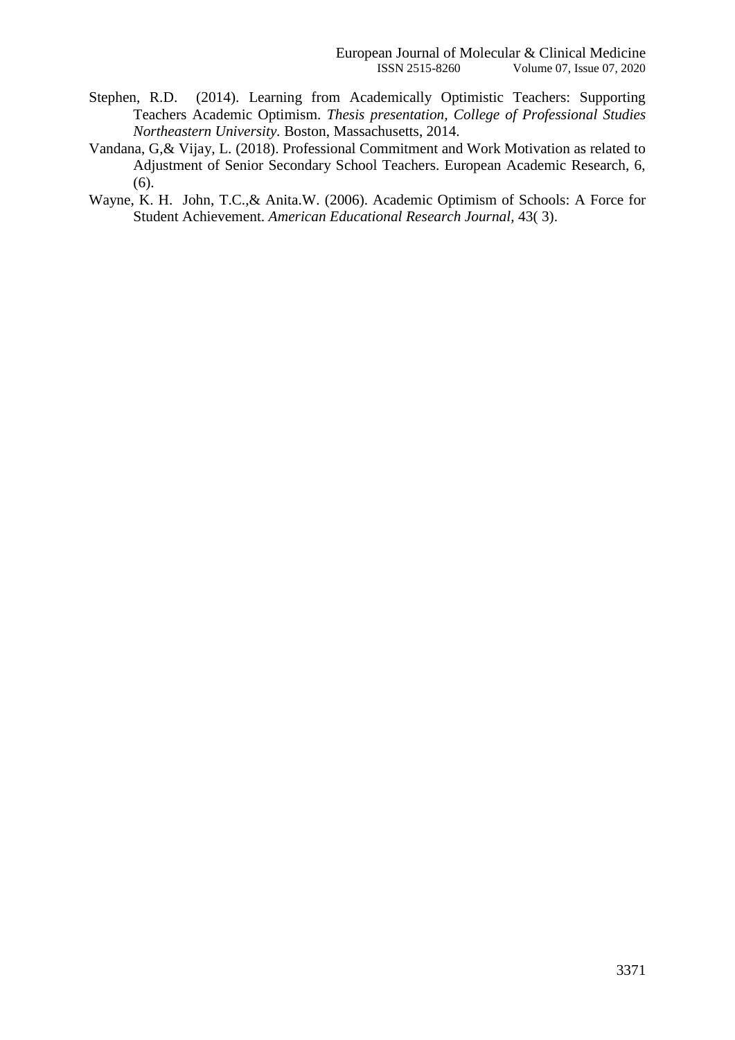Stephen, R.D. (2014). Learning from Academically Optimistic Teachers: Supporting Teachers Academic Optimism. *Thesis presentation, College of Professional Studies Northeastern University*. Boston, Massachusetts, 2014.

Vandana, G,& Vijay, L. (2018). Professional Commitment and Work Motivation as related to Adjustment of Senior Secondary School Teachers. European Academic Research, 6, (6).

Wayne, K. H. John, T.C.,& Anita.W. (2006). Academic Optimism of Schools: A Force for Student Achievement. *American Educational Research Journal,* 43( 3).